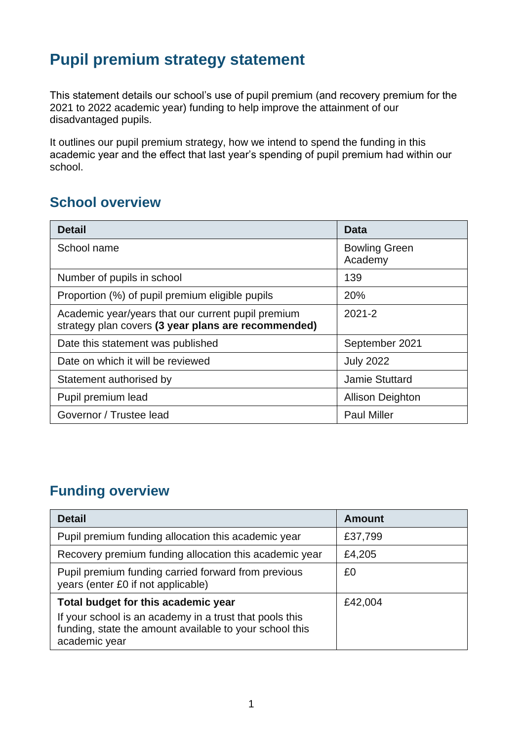# Pupil premium strategy statement

This statement details our school's use of pupil premium (and recovery premium for the 2021 to 2022 academic year) funding to help improve the attainment of our disadvantaged pupils.

It outlines our pupil premium strategy, how we intend to spend the funding in this academic year and the effect that last year's spending of pupil premium had within our school.

## School overview

| Detail | Data |
|---|---|
| School name | Bowling Green Academy |
| Number of pupils in school | 139 |
| Proportion (%) of pupil premium eligible pupils | 20% |
| Academic year/years that our current pupil premium strategy plan covers **(3 year plans are recommended)** | 2021-2 |
| Date this statement was published | September 2021 |
| Date on which it will be reviewed | July 2022 |
| Statement authorised by | Jamie Stuttard |
| Pupil premium lead | Allison Deighton |
| Governor / Trustee lead | Paul Miller |

## Funding overview

| Detail | Amount |
|---|---|
| Pupil premium funding allocation this academic year | £37,799 |
| Recovery premium funding allocation this academic year | £4,205 |
| Pupil premium funding carried forward from previous years (enter £0 if not applicable) | £0 |
| **Total budget for this academic year**<br>If your school is an academy in a trust that pools this funding, state the amount available to your school this academic year | £42,004 |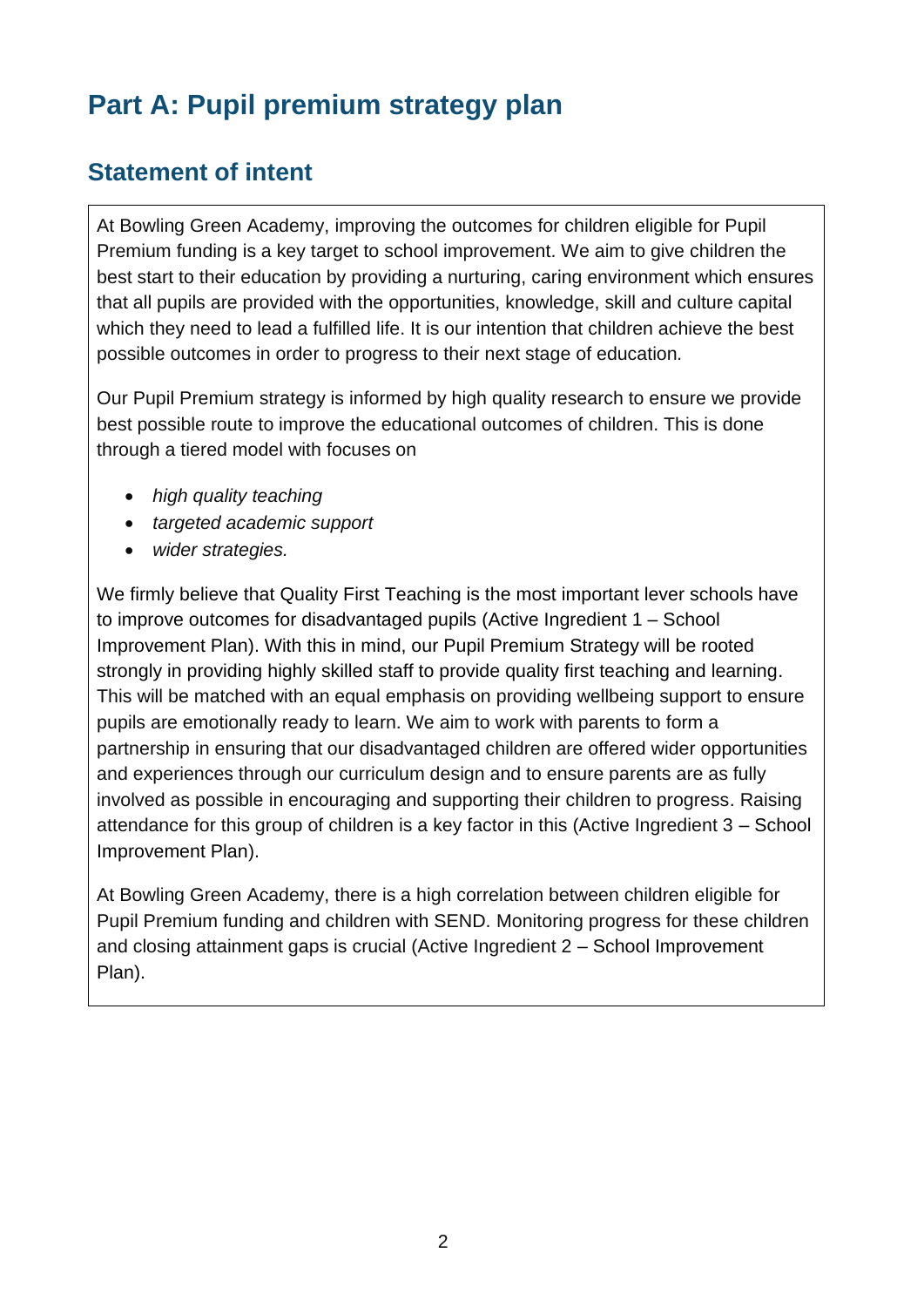# Part A: Pupil premium strategy plan

## Statement of intent

At Bowling Green Academy, improving the outcomes for children eligible for Pupil Premium funding is a key target to school improvement. We aim to give children the best start to their education by providing a nurturing, caring environment which ensures that all pupils are provided with the opportunities, knowledge, skill and culture capital which they need to lead a fulfilled life. It is our intention that children achieve the best possible outcomes in order to progress to their next stage of education.

Our Pupil Premium strategy is informed by high quality research to ensure we provide best possible route to improve the educational outcomes of children. This is done through a tiered model with focuses on

- *high quality teaching*
- *targeted academic support*
- *wider strategies.*

We firmly believe that Quality First Teaching is the most important lever schools have to improve outcomes for disadvantaged pupils (Active Ingredient 1 – School Improvement Plan). With this in mind, our Pupil Premium Strategy will be rooted strongly in providing highly skilled staff to provide quality first teaching and learning. This will be matched with an equal emphasis on providing wellbeing support to ensure pupils are emotionally ready to learn. We aim to work with parents to form a partnership in ensuring that our disadvantaged children are offered wider opportunities and experiences through our curriculum design and to ensure parents are as fully involved as possible in encouraging and supporting their children to progress. Raising attendance for this group of children is a key factor in this (Active Ingredient 3 – School Improvement Plan).

At Bowling Green Academy, there is a high correlation between children eligible for Pupil Premium funding and children with SEND. Monitoring progress for these children and closing attainment gaps is crucial (Active Ingredient 2 – School Improvement Plan).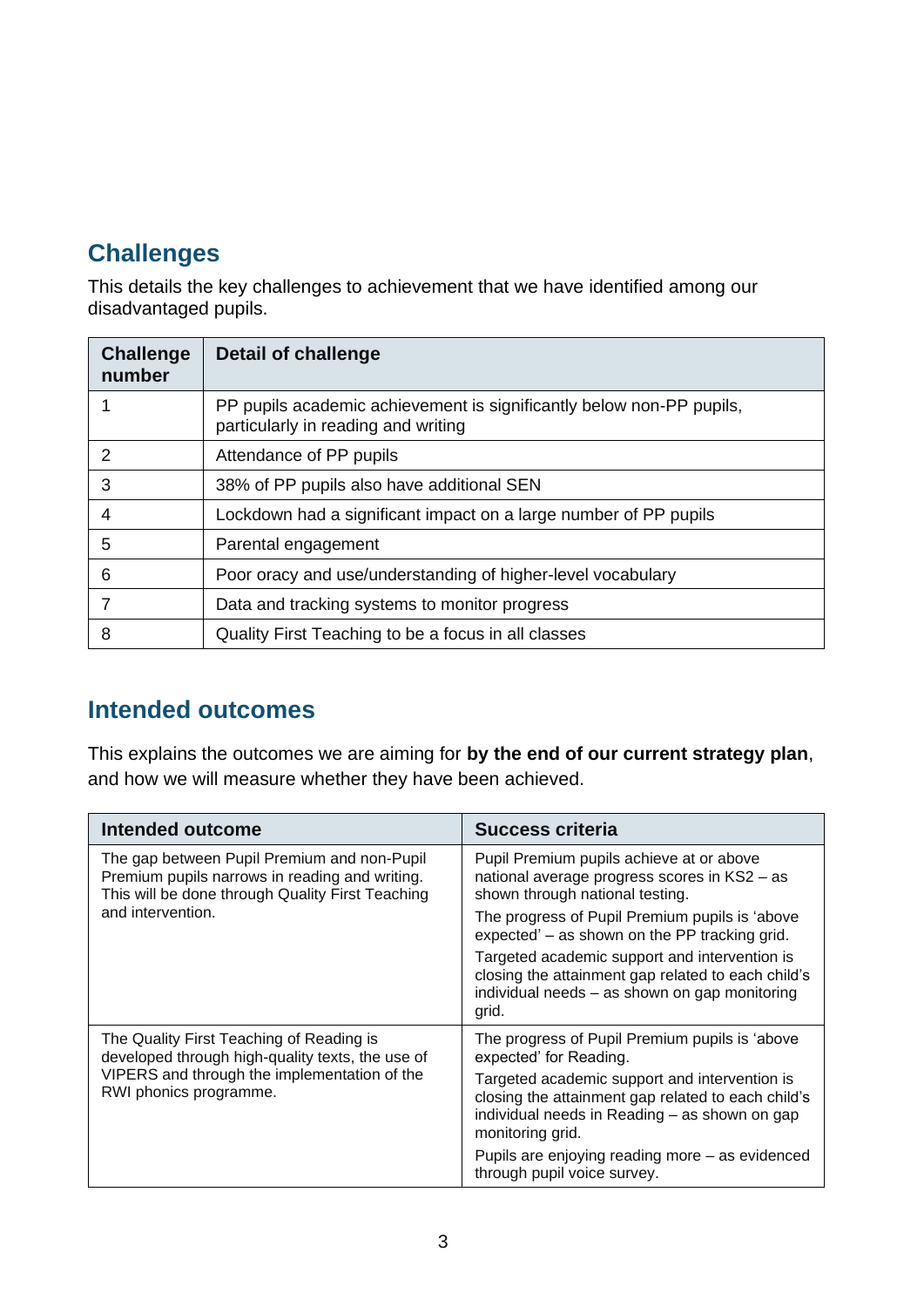## Challenges

This details the key challenges to achievement that we have identified among our disadvantaged pupils.

| Challenge number | Detail of challenge |
|---|---|
| 1 | PP pupils academic achievement is significantly below non-PP pupils, particularly in reading and writing |
| 2 | Attendance of PP pupils |
| 3 | 38% of PP pupils also have additional SEN |
| 4 | Lockdown had a significant impact on a large number of PP pupils |
| 5 | Parental engagement |
| 6 | Poor oracy and use/understanding of higher-level vocabulary |
| 7 | Data and tracking systems to monitor progress |
| 8 | Quality First Teaching to be a focus in all classes |

## Intended outcomes

This explains the outcomes we are aiming for **by the end of our current strategy plan**, and how we will measure whether they have been achieved.

| Intended outcome | Success criteria |
|---|---|
| The gap between Pupil Premium and non-Pupil Premium pupils narrows in reading and writing. This will be done through Quality First Teaching and intervention. | Pupil Premium pupils achieve at or above national average progress scores in KS2 – as shown through national testing.<br><br>The progress of Pupil Premium pupils is 'above expected' – as shown on the PP tracking grid.<br><br>Targeted academic support and intervention is closing the attainment gap related to each child's individual needs – as shown on gap monitoring grid. |
| The Quality First Teaching of Reading is developed through high-quality texts, the use of VIPERS and through the implementation of the RWI phonics programme. | The progress of Pupil Premium pupils is 'above expected' for Reading.<br><br>Targeted academic support and intervention is closing the attainment gap related to each child's individual needs in Reading – as shown on gap monitoring grid.<br><br>Pupils are enjoying reading more – as evidenced through pupil voice survey. |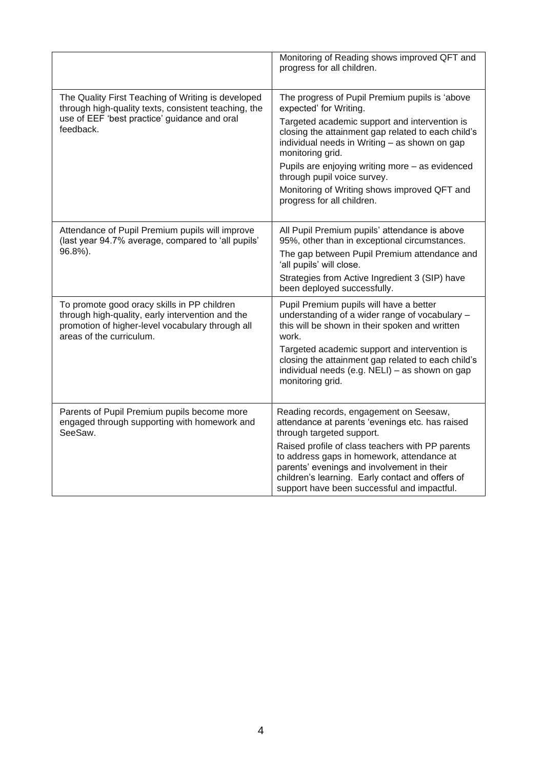| | |
|---|---|
| | Monitoring of Reading shows improved QFT and progress for all children. |
| The Quality First Teaching of Writing is developed through high-quality texts, consistent teaching, the use of EEF 'best practice' guidance and oral feedback. | The progress of Pupil Premium pupils is 'above expected' for Writing.<br><br>Targeted academic support and intervention is closing the attainment gap related to each child's individual needs in Writing – as shown on gap monitoring grid.<br><br>Pupils are enjoying writing more – as evidenced through pupil voice survey.<br><br>Monitoring of Writing shows improved QFT and progress for all children. |
| Attendance of Pupil Premium pupils will improve (last year 94.7% average, compared to 'all pupils' 96.8%). | All Pupil Premium pupils' attendance is above 95%, other than in exceptional circumstances.<br><br>The gap between Pupil Premium attendance and 'all pupils' will close.<br><br>Strategies from Active Ingredient 3 (SIP) have been deployed successfully. |
| To promote good oracy skills in PP children through high-quality, early intervention and the promotion of higher-level vocabulary through all areas of the curriculum. | Pupil Premium pupils will have a better understanding of a wider range of vocabulary – this will be shown in their spoken and written work.<br><br>Targeted academic support and intervention is closing the attainment gap related to each child's individual needs (e.g. NELI) – as shown on gap monitoring grid. |
| Parents of Pupil Premium pupils become more engaged through supporting with homework and SeeSaw. | Reading records, engagement on Seesaw, attendance at parents 'evenings etc. has raised through targeted support.<br><br>Raised profile of class teachers with PP parents to address gaps in homework, attendance at parents' evenings and involvement in their children's learning. Early contact and offers of support have been successful and impactful. |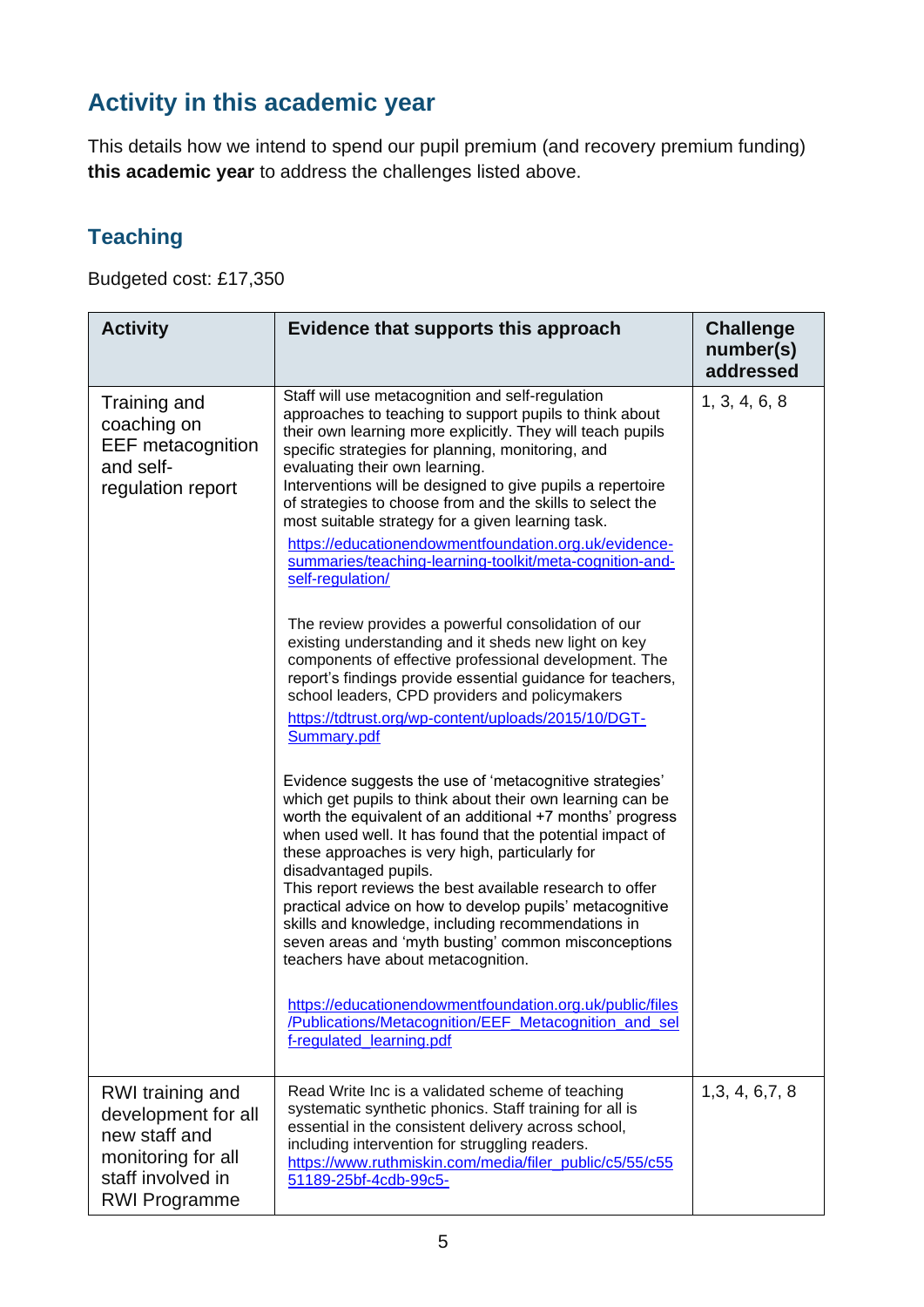## Activity in this academic year

This details how we intend to spend our pupil premium (and recovery premium funding) **this academic year** to address the challenges listed above.

### Teaching

Budgeted cost: £17,350

| Activity | Evidence that supports this approach | Challenge number(s) addressed |
|---|---|---|
| Training and coaching on EEF metacognition and self-regulation report | Staff will use metacognition and self-regulation approaches to teaching to support pupils to think about their own learning more explicitly. They will teach pupils specific strategies for planning, monitoring, and evaluating their own learning.<br>Interventions will be designed to give pupils a repertoire of strategies to choose from and the skills to select the most suitable strategy for a given learning task.<br>https://educationendowmentfoundation.org.uk/evidence-summaries/teaching-learning-toolkit/meta-cognition-and-self-regulation/<br><br>The review provides a powerful consolidation of our existing understanding and it sheds new light on key components of effective professional development. The report's findings provide essential guidance for teachers, school leaders, CPD providers and policymakers<br>https://tdtrust.org/wp-content/uploads/2015/10/DGT-Summary.pdf<br><br>Evidence suggests the use of 'metacognitive strategies' which get pupils to think about their own learning can be worth the equivalent of an additional +7 months' progress when used well. It has found that the potential impact of these approaches is very high, particularly for disadvantaged pupils.<br>This report reviews the best available research to offer practical advice on how to develop pupils' metacognitive skills and knowledge, including recommendations in seven areas and 'myth busting' common misconceptions teachers have about metacognition.<br><br>https://educationendowmentfoundation.org.uk/public/files/Publications/Metacognition/EEF_Metacognition_and_self-regulated_learning.pdf | 1, 3, 4, 6, 8 |
| RWI training and development for all new staff and monitoring for all staff involved in RWI Programme | Read Write Inc is a validated scheme of teaching systematic synthetic phonics. Staff training for all is essential in the consistent delivery across school, including intervention for struggling readers.<br>https://www.ruthmiskin.com/media/filer_public/c5/55/c5551189-25bf-4cdb-99c5- | 1,3, 4, 6,7, 8 |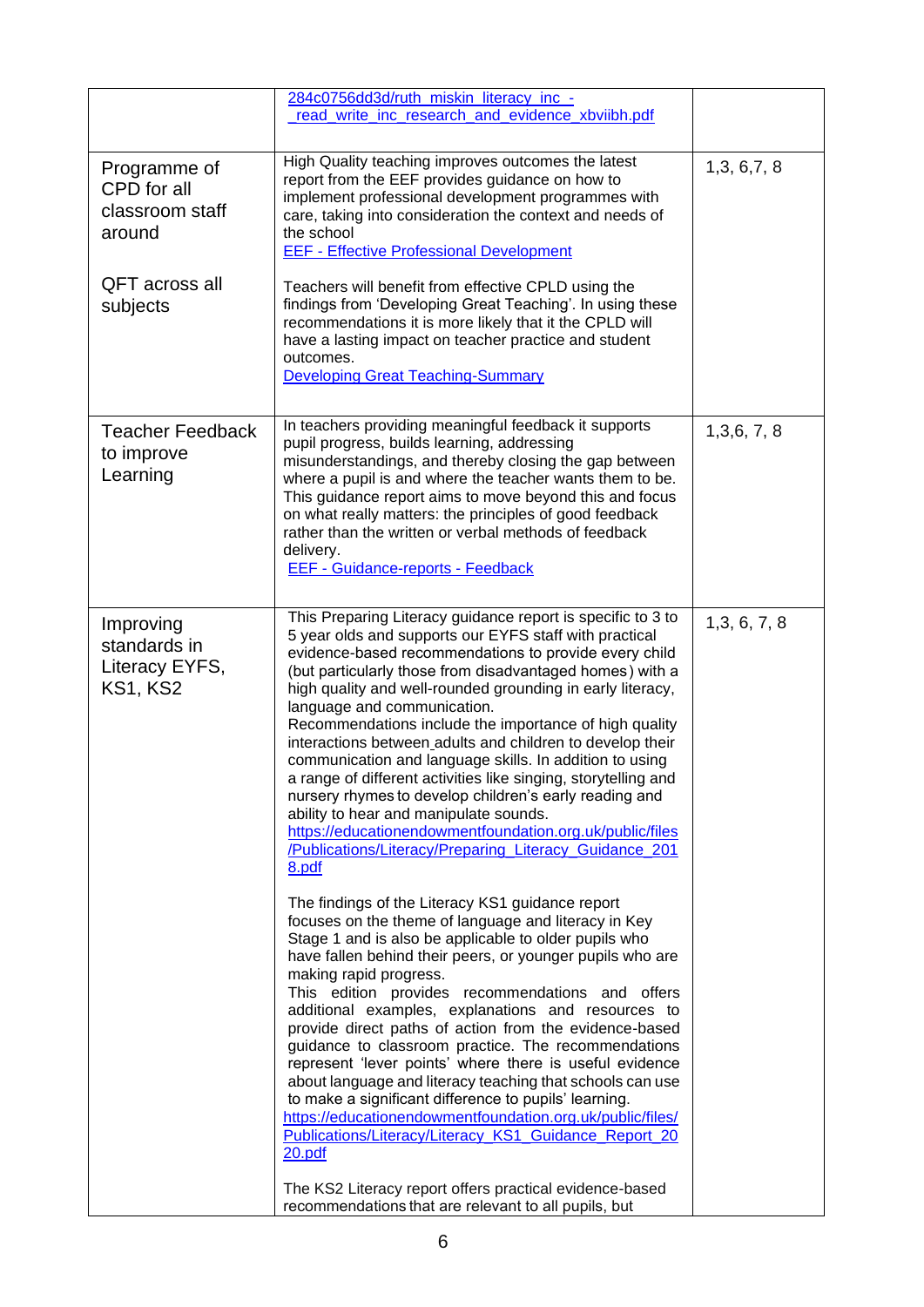| | | |
|---|---|---|
| | 284c0756dd3d/ruth_miskin_literacy_inc_-_read_write_inc_research_and_evidence_xbviibh.pdf | |
| Programme of CPD for all classroom staff around<br><br>QFT across all subjects | High Quality teaching improves outcomes the latest report from the EEF provides guidance on how to implement professional development programmes with care, taking into consideration the context and needs of the school<br>EEF - Effective Professional Development<br><br>Teachers will benefit from effective CPLD using the findings from 'Developing Great Teaching'. In using these recommendations it is more likely that it the CPLD will have a lasting impact on teacher practice and student outcomes.<br>Developing Great Teaching-Summary | 1,3, 6,7, 8 |
| Teacher Feedback to improve Learning | In teachers providing meaningful feedback it supports pupil progress, builds learning, addressing misunderstandings, and thereby closing the gap between where a pupil is and where the teacher wants them to be. This guidance report aims to move beyond this and focus on what really matters: the principles of good feedback rather than the written or verbal methods of feedback delivery.<br>EEF - Guidance-reports - Feedback | 1,3,6, 7, 8 |
| Improving standards in Literacy EYFS, KS1, KS2 | This Preparing Literacy guidance report is specific to 3 to 5 year olds and supports our EYFS staff with practical evidence-based recommendations to provide every child (but particularly those from disadvantaged homes) with a high quality and well-rounded grounding in early literacy, language and communication.<br>Recommendations include the importance of high quality interactions between adults and children to develop their communication and language skills. In addition to using a range of different activities like singing, storytelling and nursery rhymes to develop children's early reading and ability to hear and manipulate sounds.<br>https://educationendowmentfoundation.org.uk/public/files/Publications/Literacy/Preparing_Literacy_Guidance_2018.pdf<br><br>The findings of the Literacy KS1 guidance report focuses on the theme of language and literacy in Key Stage 1 and is also be applicable to older pupils who have fallen behind their peers, or younger pupils who are making rapid progress.<br>This edition provides recommendations and offers additional examples, explanations and resources to provide direct paths of action from the evidence-based guidance to classroom practice. The recommendations represent 'lever points' where there is useful evidence about language and literacy teaching that schools can use to make a significant difference to pupils' learning.<br>https://educationendowmentfoundation.org.uk/public/files/Publications/Literacy/Literacy_KS1_Guidance_Report_2020.pdf<br><br>The KS2 Literacy report offers practical evidence-based recommendations that are relevant to all pupils, but | 1,3, 6, 7, 8 |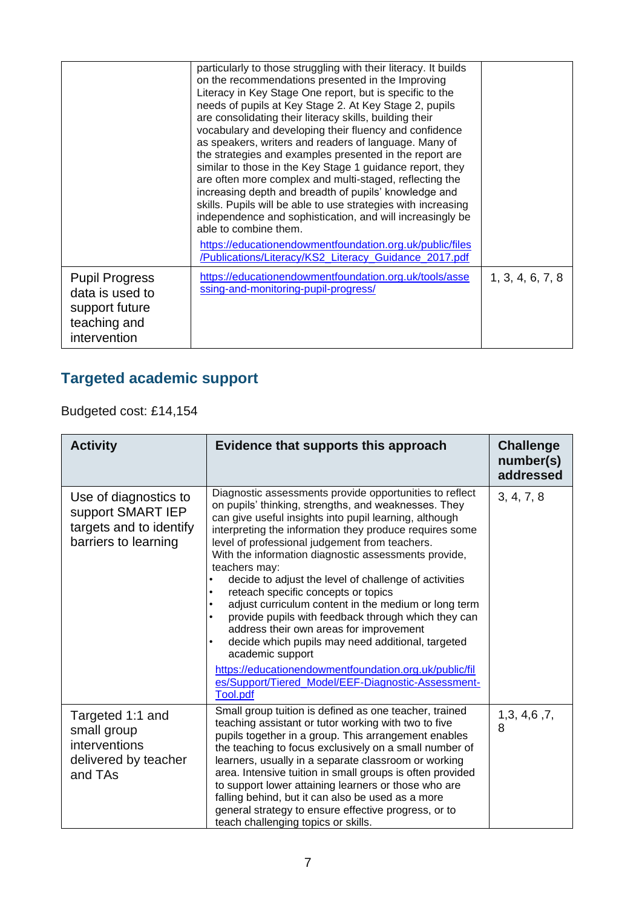| | | |
|---|---|---|
| | particularly to those struggling with their literacy. It builds on the recommendations presented in the Improving Literacy in Key Stage One report, but is specific to the needs of pupils at Key Stage 2. At Key Stage 2, pupils are consolidating their literacy skills, building their vocabulary and developing their fluency and confidence as speakers, writers and readers of language. Many of the strategies and examples presented in the report are similar to those in the Key Stage 1 guidance report, they are often more complex and multi-staged, reflecting the increasing depth and breadth of pupils' knowledge and skills. Pupils will be able to use strategies with increasing independence and sophistication, and will increasingly be able to combine them. <br> https://educationendowmentfoundation.org.uk/public/files/Publications/Literacy/KS2_Literacy_Guidance_2017.pdf | |
| Pupil Progress data is used to support future teaching and intervention | https://educationendowmentfoundation.org.uk/tools/assessing-and-monitoring-pupil-progress/ | 1, 3, 4, 6, 7, 8 |

## Targeted academic support

Budgeted cost: £14,154

| Activity | Evidence that supports this approach | Challenge number(s) addressed |
|---|---|---|
| Use of diagnostics to support SMART IEP targets and to identify barriers to learning | Diagnostic assessments provide opportunities to reflect on pupils' thinking, strengths, and weaknesses. They can give useful insights into pupil learning, although interpreting the information they produce requires some level of professional judgement from teachers. <br> With the information diagnostic assessments provide, teachers may: <br> • decide to adjust the level of challenge of activities <br> • reteach specific concepts or topics <br> • adjust curriculum content in the medium or long term <br> • provide pupils with feedback through which they can address their own areas for improvement <br> • decide which pupils may need additional, targeted academic support <br> https://educationendowmentfoundation.org.uk/public/files/Support/Tiered_Model/EEF-Diagnostic-Assessment-Tool.pdf | 3, 4, 7, 8 |
| Targeted 1:1 and small group interventions delivered by teacher and TAs | Small group tuition is defined as one teacher, trained teaching assistant or tutor working with two to five pupils together in a group. This arrangement enables the teaching to focus exclusively on a small number of learners, usually in a separate classroom or working area. Intensive tuition in small groups is often provided to support lower attaining learners or those who are falling behind, but it can also be used as a more general strategy to ensure effective progress, or to teach challenging topics or skills. | 1,3, 4,6 ,7, 8 |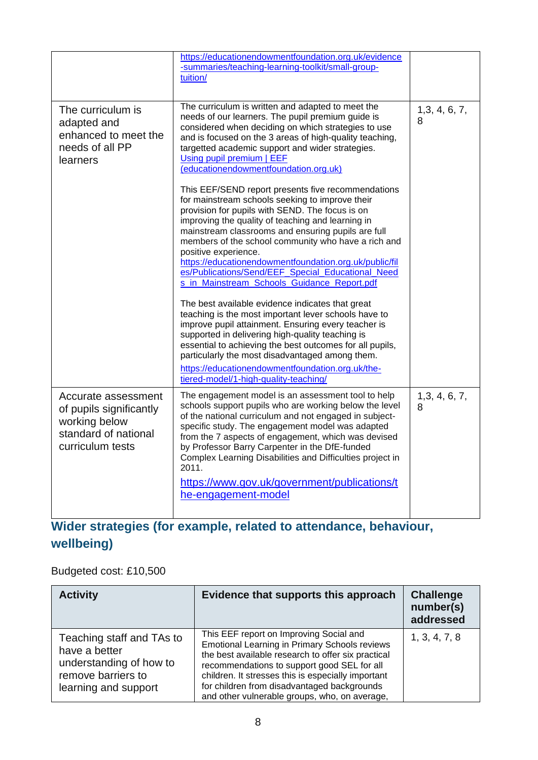| | | |
|---|---|---|
| | https://educationendowmentfoundation.org.uk/evidence-summaries/teaching-learning-toolkit/small-group-tuition/ | |
| The curriculum is adapted and enhanced to meet the needs of all PP learners | The curriculum is written and adapted to meet the needs of our learners. The pupil premium guide is considered when deciding on which strategies to use and is focused on the 3 areas of high-quality teaching, targetted academic support and wider strategies. Using pupil premium \| EEF (educationendowmentfoundation.org.uk)<br><br>This EEF/SEND report presents five recommendations for mainstream schools seeking to improve their provision for pupils with SEND. The focus is on improving the quality of teaching and learning in mainstream classrooms and ensuring pupils are full members of the school community who have a rich and positive experience.<br>https://educationendowmentfoundation.org.uk/public/files/Publications/Send/EEF_Special_Educational_Needs_in_Mainstream_Schools_Guidance_Report.pdf<br><br>The best available evidence indicates that great teaching is the most important lever schools have to improve pupil attainment. Ensuring every teacher is supported in delivering high-quality teaching is essential to achieving the best outcomes for all pupils, particularly the most disadvantaged among them.<br>https://educationendowmentfoundation.org.uk/the-tiered-model/1-high-quality-teaching/ | 1,3, 4, 6, 7, 8 |
| Accurate assessment of pupils significantly working below standard of national curriculum tests | The engagement model is an assessment tool to help schools support pupils who are working below the level of the national curriculum and not engaged in subject-specific study. The engagement model was adapted from the 7 aspects of engagement, which was devised by Professor Barry Carpenter in the DfE-funded Complex Learning Disabilities and Difficulties project in 2011.<br>https://www.gov.uk/government/publications/the-engagement-model | 1,3, 4, 6, 7, 8 |

## Wider strategies (for example, related to attendance, behaviour, wellbeing)

Budgeted cost: £10,500

| Activity | Evidence that supports this approach | Challenge number(s) addressed |
|---|---|---|
| Teaching staff and TAs to have a better understanding of how to remove barriers to learning and support | This EEF report on Improving Social and Emotional Learning in Primary Schools reviews the best available research to offer six practical recommendations to support good SEL for all children. It stresses this is especially important for children from disadvantaged backgrounds and other vulnerable groups, who, on average, | 1, 3, 4, 7, 8 |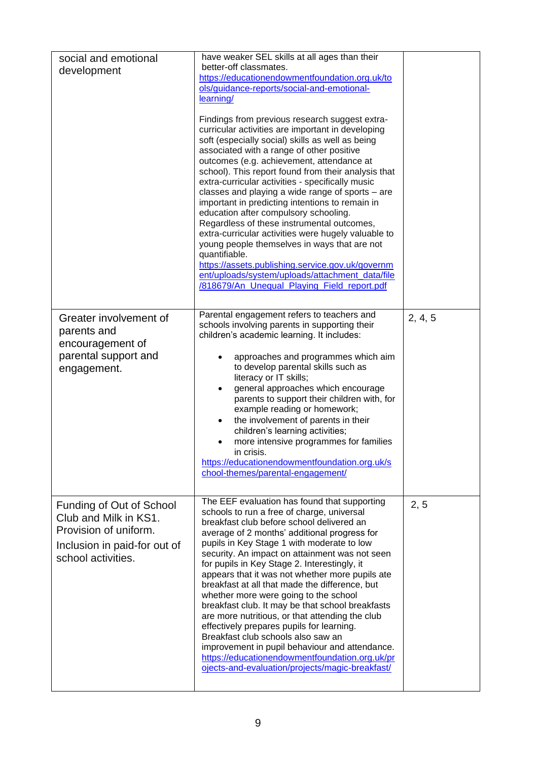| | | |
|---|---|---|
| social and emotional development | have weaker SEL skills at all ages than their better-off classmates. https://educationendowmentfoundation.org.uk/tools/guidance-reports/social-and-emotional-learning/<br><br>Findings from previous research suggest extra-curricular activities are important in developing soft (especially social) skills as well as being associated with a range of other positive outcomes (e.g. achievement, attendance at school). This report found from their analysis that extra-curricular activities - specifically music classes and playing a wide range of sports – are important in predicting intentions to remain in education after compulsory schooling. Regardless of these instrumental outcomes, extra-curricular activities were hugely valuable to young people themselves in ways that are not quantifiable. https://assets.publishing.service.gov.uk/government/uploads/system/uploads/attachment_data/file/818679/An_Unequal_Playing_Field_report.pdf | |
| Greater involvement of parents and encouragement of parental support and engagement. | Parental engagement refers to teachers and schools involving parents in supporting their children's academic learning. It includes:<br>• approaches and programmes which aim to develop parental skills such as literacy or IT skills;<br>• general approaches which encourage parents to support their children with, for example reading or homework;<br>• the involvement of parents in their children's learning activities;<br>• more intensive programmes for families in crisis.<br>https://educationendowmentfoundation.org.uk/school-themes/parental-engagement/ | 2, 4, 5 |
| Funding of Out of School Club and Milk in KS1. Provision of uniform.<br>Inclusion in paid-for out of school activities. | The EEF evaluation has found that supporting schools to run a free of charge, universal breakfast club before school delivered an average of 2 months' additional progress for pupils in Key Stage 1 with moderate to low security. An impact on attainment was not seen for pupils in Key Stage 2. Interestingly, it appears that it was not whether more pupils ate breakfast at all that made the difference, but whether more were going to the school breakfast club. It may be that school breakfasts are more nutritious, or that attending the club effectively prepares pupils for learning. Breakfast club schools also saw an improvement in pupil behaviour and attendance. https://educationendowmentfoundation.org.uk/projects-and-evaluation/projects/magic-breakfast/ | 2, 5 |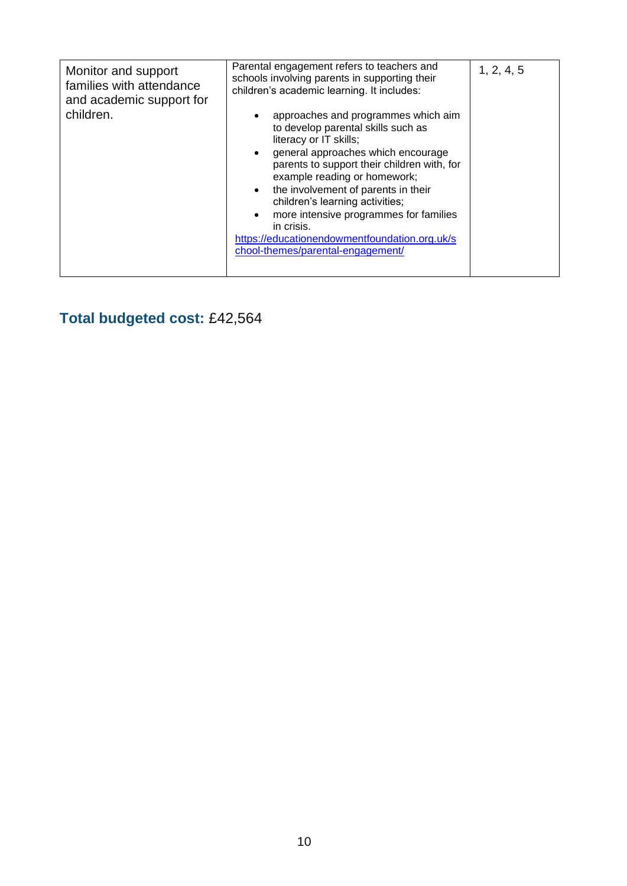| | | |
|---|---|---|
| Monitor and support families with attendance and academic support for children. | Parental engagement refers to teachers and schools involving parents in supporting their children's academic learning. It includes:<br><br>• approaches and programmes which aim to develop parental skills such as literacy or IT skills;<br>• general approaches which encourage parents to support their children with, for example reading or homework;<br>• the involvement of parents in their children's learning activities;<br>• more intensive programmes for families in crisis.<br><br>https://educationendowmentfoundation.org.uk/school-themes/parental-engagement/ | 1, 2, 4, 5 |

## **Total budgeted cost:** £42,564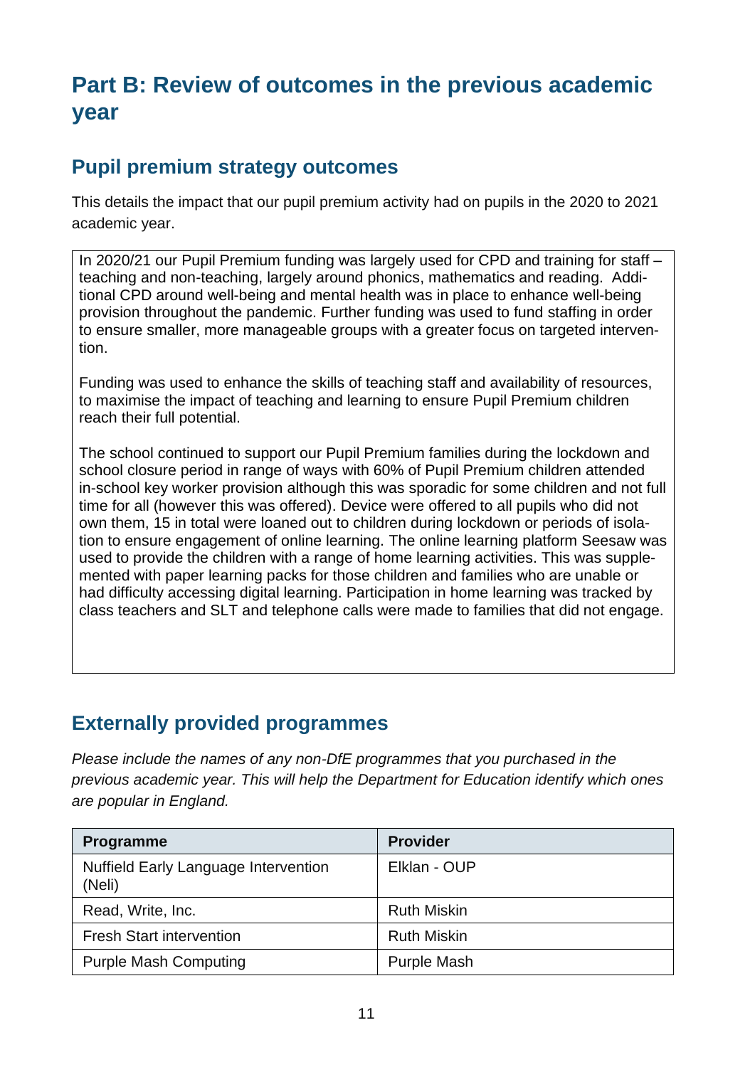# Part B: Review of outcomes in the previous academic year

## Pupil premium strategy outcomes

This details the impact that our pupil premium activity had on pupils in the 2020 to 2021 academic year.

In 2020/21 our Pupil Premium funding was largely used for CPD and training for staff – teaching and non-teaching, largely around phonics, mathematics and reading. Additional CPD around well-being and mental health was in place to enhance well-being provision throughout the pandemic. Further funding was used to fund staffing in order to ensure smaller, more manageable groups with a greater focus on targeted intervention.

Funding was used to enhance the skills of teaching staff and availability of resources, to maximise the impact of teaching and learning to ensure Pupil Premium children reach their full potential.

The school continued to support our Pupil Premium families during the lockdown and school closure period in range of ways with 60% of Pupil Premium children attended in-school key worker provision although this was sporadic for some children and not full time for all (however this was offered). Device were offered to all pupils who did not own them, 15 in total were loaned out to children during lockdown or periods of isolation to ensure engagement of online learning. The online learning platform Seesaw was used to provide the children with a range of home learning activities. This was supplemented with paper learning packs for those children and families who are unable or had difficulty accessing digital learning. Participation in home learning was tracked by class teachers and SLT and telephone calls were made to families that did not engage.

## Externally provided programmes

*Please include the names of any non-DfE programmes that you purchased in the previous academic year. This will help the Department for Education identify which ones are popular in England.*

| Programme | Provider |
|---|---|
| Nuffield Early Language Intervention (Neli) | Elklan - OUP |
| Read, Write, Inc. | Ruth Miskin |
| Fresh Start intervention | Ruth Miskin |
| Purple Mash Computing | Purple Mash |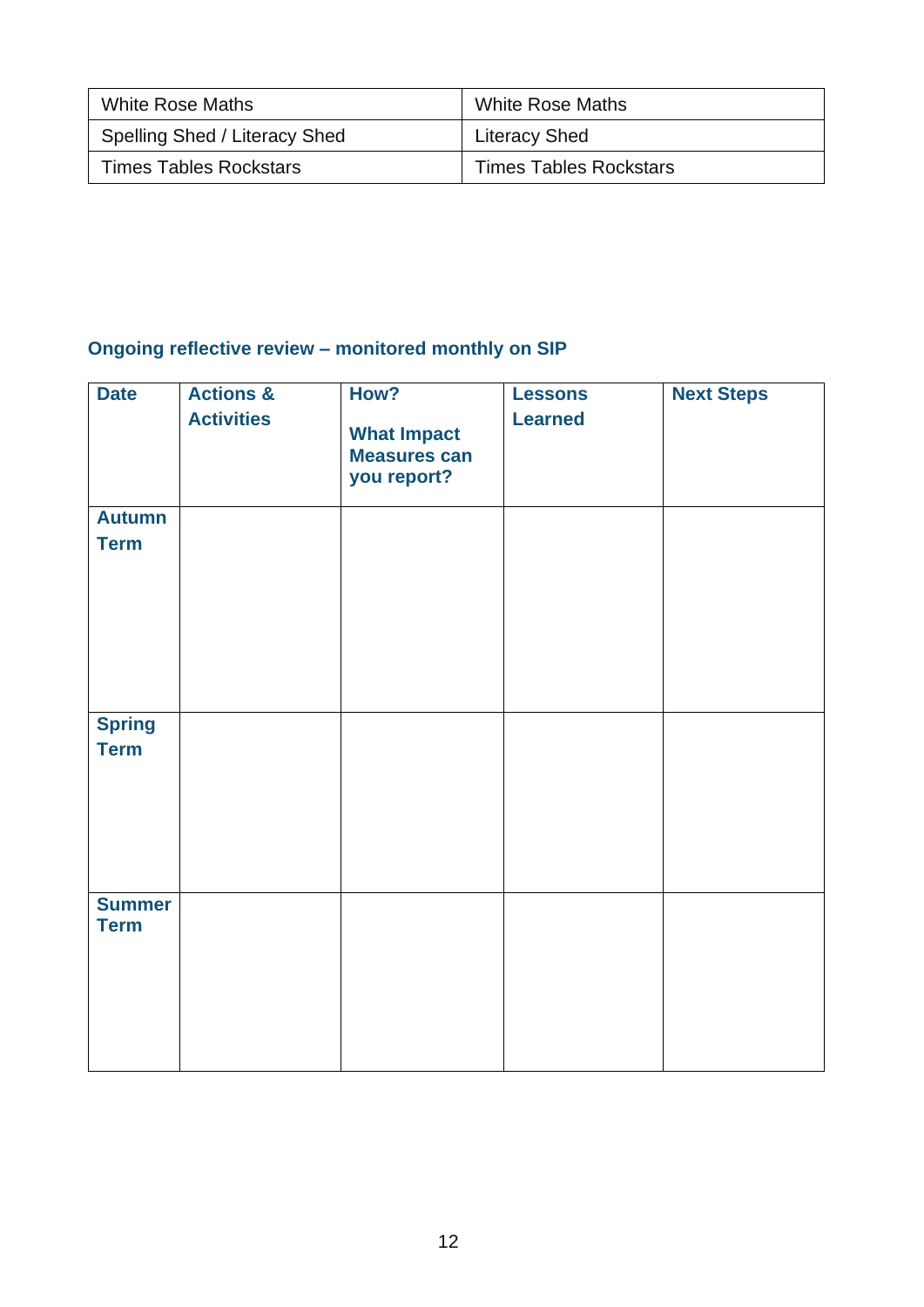| | |
|---|---|
| White Rose Maths | White Rose Maths |
| Spelling Shed / Literacy Shed | Literacy Shed |
| Times Tables Rockstars | Times Tables Rockstars |

## Ongoing reflective review – monitored monthly on SIP

| Date | Actions & Activities | How? What Impact Measures can you report? | Lessons Learned | Next Steps |
|---|---|---|---|---|
| Autumn Term | | | | |
| Spring Term | | | | |
| Summer Term | | | | |